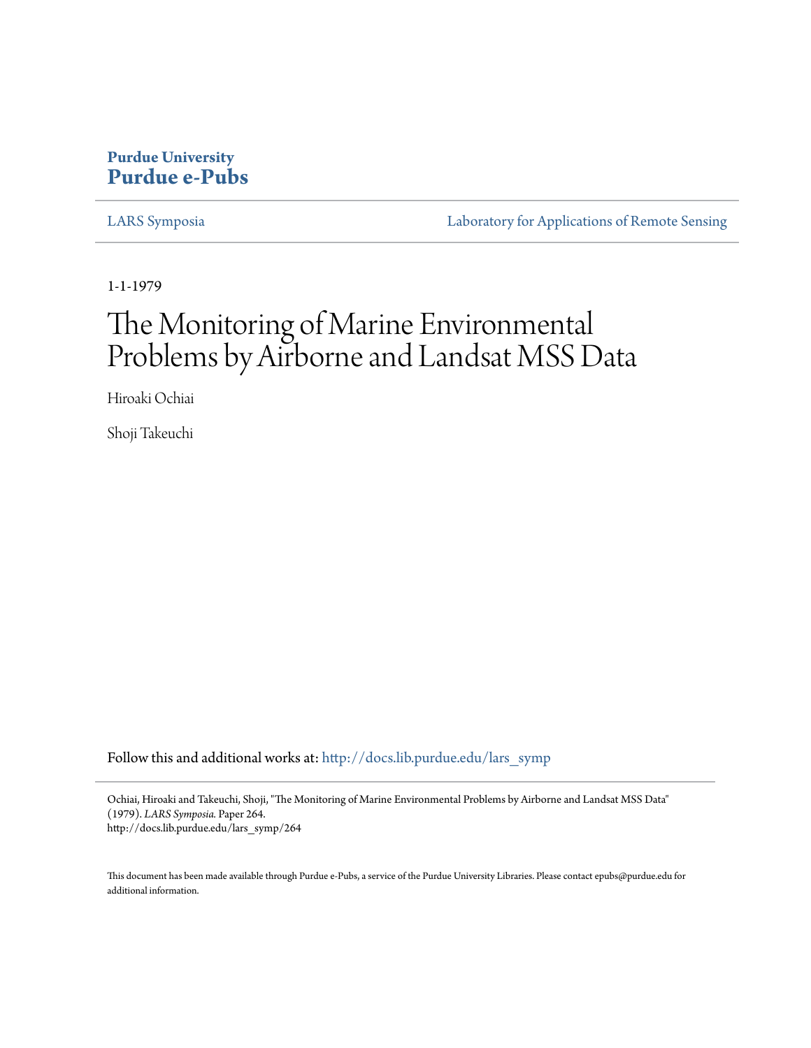**Purdue University**
**Purdue e-Pubs**

LARS Symposia | Laboratory for Applications of Remote Sensing

1-1-1979

# The Monitoring of Marine Environmental Problems by Airborne and Landsat MSS Data

Hiroaki Ochiai

Shoji Takeuchi

Follow this and additional works at: http://docs.lib.purdue.edu/lars_symp

Ochiai, Hiroaki and Takeuchi, Shoji, "The Monitoring of Marine Environmental Problems by Airborne and Landsat MSS Data" (1979). *LARS Symposia.* Paper 264.
http://docs.lib.purdue.edu/lars_symp/264

This document has been made available through Purdue e-Pubs, a service of the Purdue University Libraries. Please contact epubs@purdue.edu for additional information.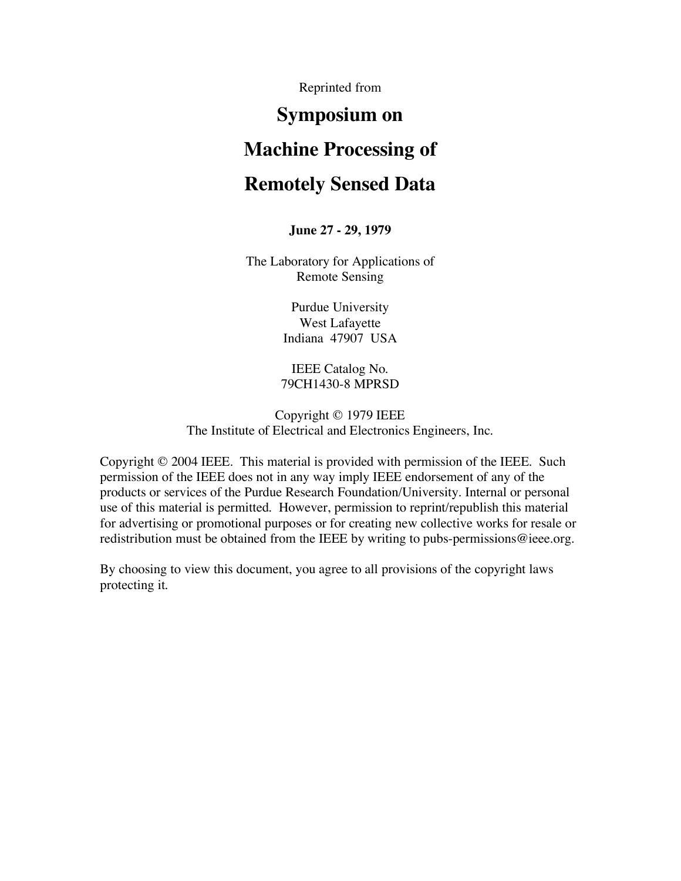Reprinted from

# Symposium on Machine Processing of Remotely Sensed Data

**June 27 - 29, 1979**

The Laboratory for Applications of Remote Sensing

Purdue University
West Lafayette
Indiana 47907 USA

IEEE Catalog No.
79CH1430-8 MPRSD

Copyright © 1979 IEEE
The Institute of Electrical and Electronics Engineers, Inc.

Copyright © 2004 IEEE. This material is provided with permission of the IEEE. Such permission of the IEEE does not in any way imply IEEE endorsement of any of the products or services of the Purdue Research Foundation/University. Internal or personal use of this material is permitted. However, permission to reprint/republish this material for advertising or promotional purposes or for creating new collective works for resale or redistribution must be obtained from the IEEE by writing to pubs-permissions@ieee.org.

By choosing to view this document, you agree to all provisions of the copyright laws protecting it.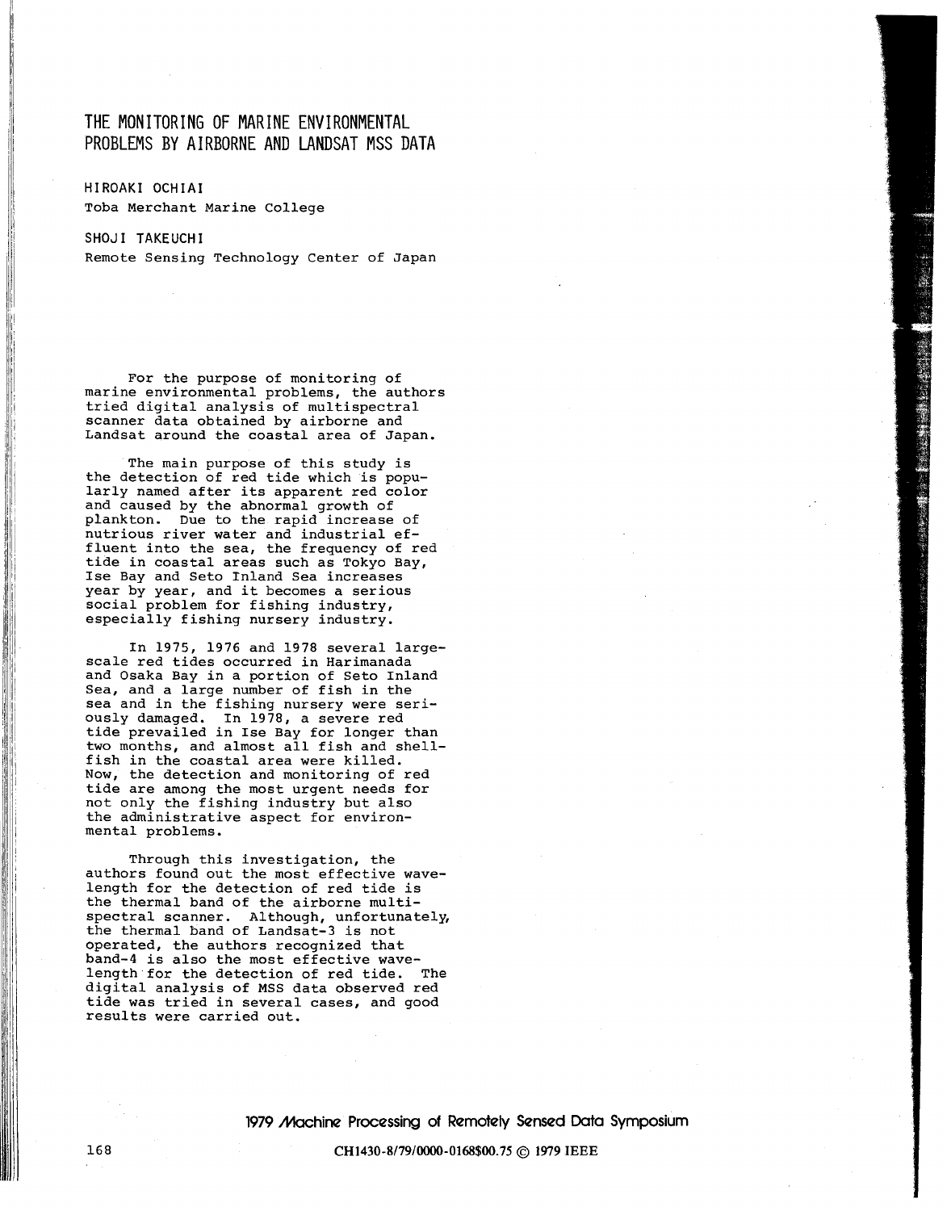# THE MONITORING OF MARINE ENVIRONMENTAL PROBLEMS BY AIRBORNE AND LANDSAT MSS DATA

HIROAKI OCHIAI
Toba Merchant Marine College

SHOJI TAKEUCHI
Remote Sensing Technology Center of Japan

For the purpose of monitoring of marine environmental problems, the authors tried digital analysis of multispectral scanner data obtained by airborne and Landsat around the coastal area of Japan.

The main purpose of this study is the detection of red tide which is popularly named after its apparent red color and caused by the abnormal growth of plankton. Due to the rapid increase of nutrious river water and industrial effluent into the sea, the frequency of red tide in coastal areas such as Tokyo Bay, Ise Bay and Seto Inland Sea increases year by year, and it becomes a serious social problem for fishing industry, especially fishing nursery industry.

In 1975, 1976 and 1978 several large-scale red tides occurred in Harimanada and Osaka Bay in a portion of Seto Inland Sea, and a large number of fish in the sea and in the fishing nursery were seriously damaged. In 1978, a severe red tide prevailed in Ise Bay for longer than two months, and almost all fish and shellfish in the coastal area were killed. Now, the detection and monitoring of red tide are among the most urgent needs for not only the fishing industry but also the administrative aspect for environmental problems.

Through this investigation, the authors found out the most effective wavelength for the detection of red tide is the thermal band of the airborne multispectral scanner. Although, unfortunately, the thermal band of Landsat-3 is not operated, the authors recognized that band-4 is also the most effective wavelength for the detection of red tide. The digital analysis of MSS data observed red tide was tried in several cases, and good results were carried out.

CH1430-8/79/0000-0168$00.75 © 1979 IEEE